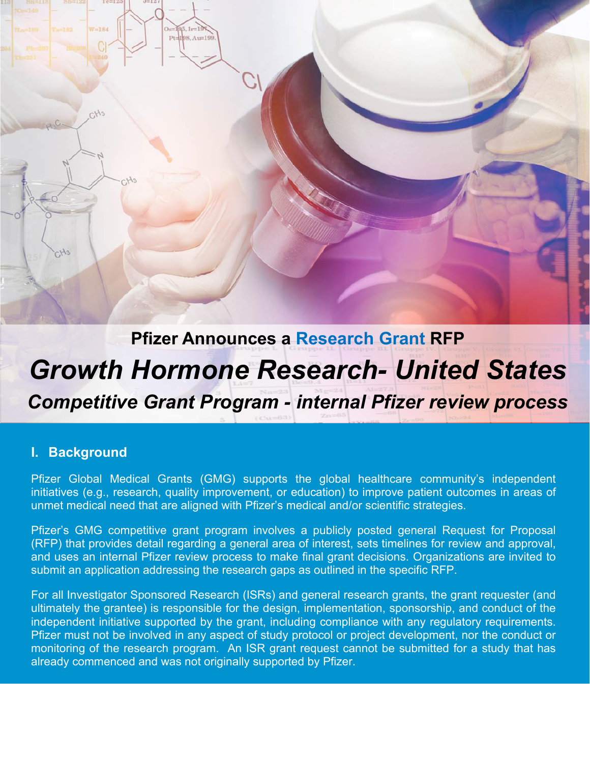**Pfizer Announces a Research Grant RFP**

# *Growth Hormone Research- United States*

## *Competitive Grant Program - internal Pfizer review process*

### I. Background

Pfizer Global Medical Grants (GMG) supports the global healthcare community's independent initiatives (e.g., research, quality improvement, or education) to improve patient outcomes in areas of unmet medical need that are aligned with Pfizer's medical and/or scientific strategies.

Pfizer's GMG competitive grant program involves a publicly posted general Request for Proposal (RFP) that provides detail regarding a general area of interest, sets timelines for review and approval, and uses an internal Pfizer review process to make final grant decisions. Organizations are invited to submit an application addressing the research gaps as outlined in the specific RFP.

For all Investigator Sponsored Research (ISRs) and general research grants, the grant requester (and ultimately the grantee) is responsible for the design, implementation, sponsorship, and conduct of the independent initiative supported by the grant, including compliance with any regulatory requirements. Pfizer must not be involved in any aspect of study protocol or project development, nor the conduct or monitoring of the research program. An ISR grant request cannot be submitted for a study that has already commenced and was not originally supported by Pfizer.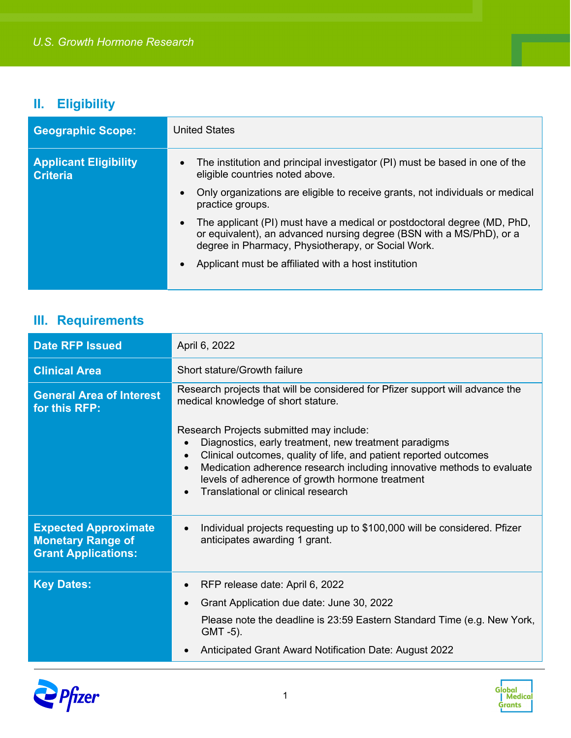## II. Eligibility

| | |
|---|---|
| **Geographic Scope:** | United States |
| **Applicant Eligibility Criteria** | • The institution and principal investigator (PI) must be based in one of the eligible countries noted above.<br>• Only organizations are eligible to receive grants, not individuals or medical practice groups.<br>• The applicant (PI) must have a medical or postdoctoral degree (MD, PhD, or equivalent), an advanced nursing degree (BSN with a MS/PhD), or a degree in Pharmacy, Physiotherapy, or Social Work.<br>• Applicant must be affiliated with a host institution |

## III. Requirements

| | |
|---|---|
| **Date RFP Issued** | April 6, 2022 |
| **Clinical Area** | Short stature/Growth failure |
| **General Area of Interest for this RFP:** | Research projects that will be considered for Pfizer support will advance the medical knowledge of short stature.<br><br>Research Projects submitted may include:<br>• Diagnostics, early treatment, new treatment paradigms<br>• Clinical outcomes, quality of life, and patient reported outcomes<br>• Medication adherence research including innovative methods to evaluate levels of adherence of growth hormone treatment<br>• Translational or clinical research |
| **Expected Approximate Monetary Range of Grant Applications:** | • Individual projects requesting up to $100,000 will be considered. Pfizer anticipates awarding 1 grant. |
| **Key Dates:** | • RFP release date: April 6, 2022<br>• Grant Application due date: June 30, 2022<br>Please note the deadline is 23:59 Eastern Standard Time (e.g. New York, GMT -5).<br>• Anticipated Grant Award Notification Date: August 2022 |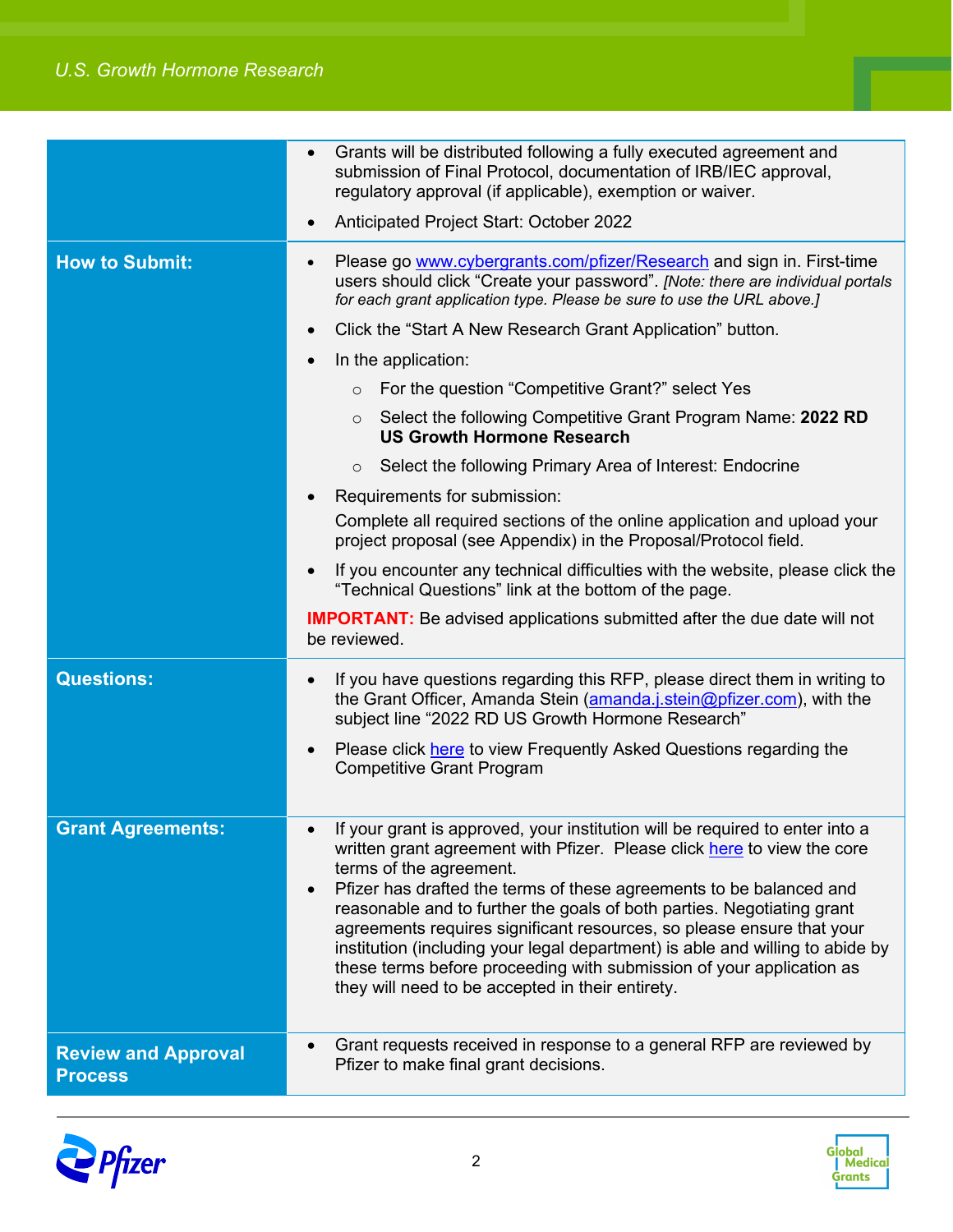| | |
|---|---|
| | • Grants will be distributed following a fully executed agreement and submission of Final Protocol, documentation of IRB/IEC approval, regulatory approval (if applicable), exemption or waiver.<br>• Anticipated Project Start: October 2022 |
| **How to Submit:** | • Please go www.cybergrants.com/pfizer/Research and sign in. First-time users should click "Create your password". *[Note: there are individual portals for each grant application type. Please be sure to use the URL above.]*<br>• Click the "Start A New Research Grant Application" button.<br>• In the application:<br>  ○ For the question "Competitive Grant?" select Yes<br>  ○ Select the following Competitive Grant Program Name: **2022 RD US Growth Hormone Research**<br>  ○ Select the following Primary Area of Interest: Endocrine<br>• Requirements for submission:<br>Complete all required sections of the online application and upload your project proposal (see Appendix) in the Proposal/Protocol field.<br>• If you encounter any technical difficulties with the website, please click the "Technical Questions" link at the bottom of the page.<br>**IMPORTANT:** Be advised applications submitted after the due date will not be reviewed. |
| **Questions:** | • If you have questions regarding this RFP, please direct them in writing to the Grant Officer, Amanda Stein (amanda.j.stein@pfizer.com), with the subject line "2022 RD US Growth Hormone Research"<br>• Please click here to view Frequently Asked Questions regarding the Competitive Grant Program |
| **Grant Agreements:** | • If your grant is approved, your institution will be required to enter into a written grant agreement with Pfizer. Please click here to view the core terms of the agreement.<br>• Pfizer has drafted the terms of these agreements to be balanced and reasonable and to further the goals of both parties. Negotiating grant agreements requires significant resources, so please ensure that your institution (including your legal department) is able and willing to abide by these terms before proceeding with submission of your application as they will need to be accepted in their entirety. |
| **Review and Approval Process** | • Grant requests received in response to a general RFP are reviewed by Pfizer to make final grant decisions. |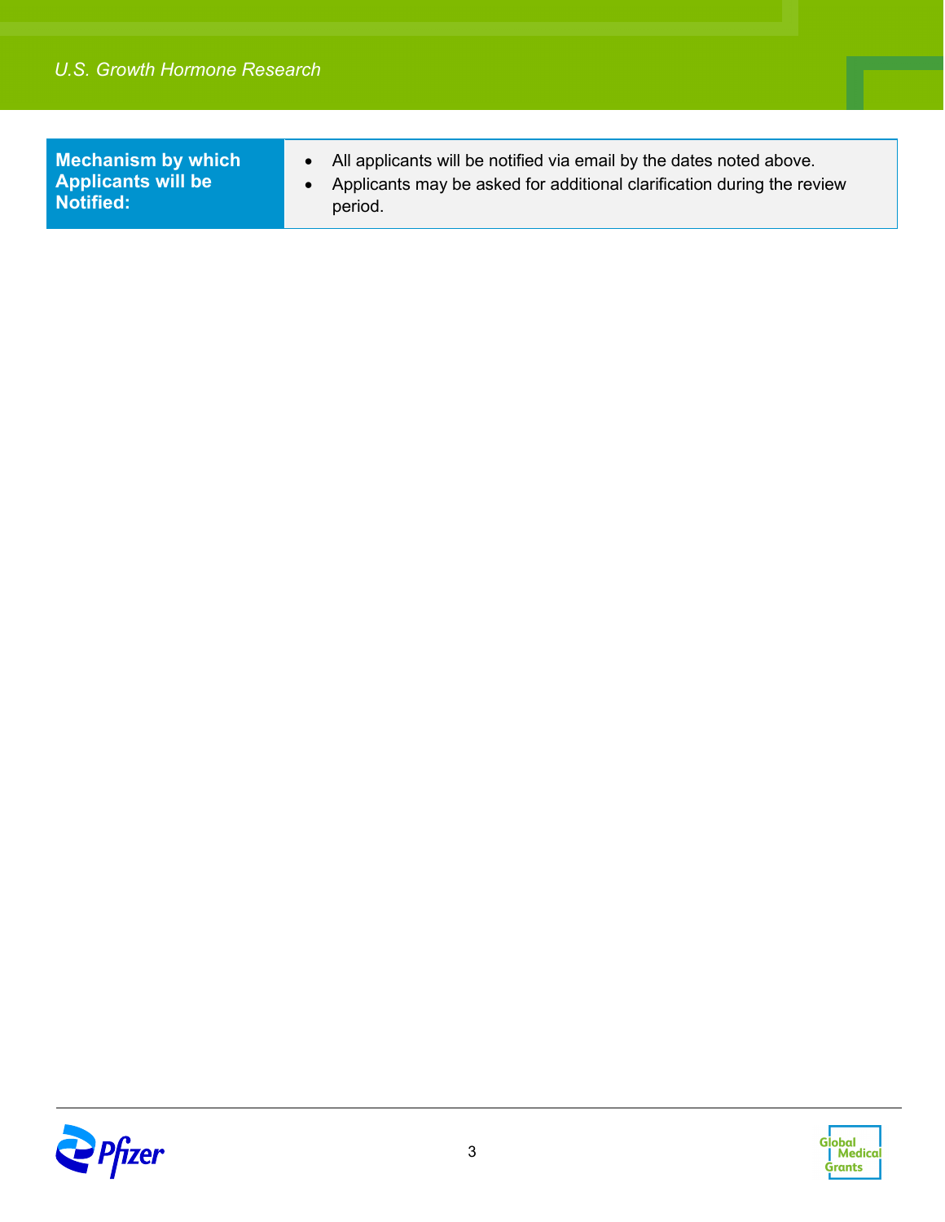| Mechanism by which Applicants will be Notified: | <ul><li>All applicants will be notified via email by the dates noted above.</li><li>Applicants may be asked for additional clarification during the review period.</li></ul> |
|---|---|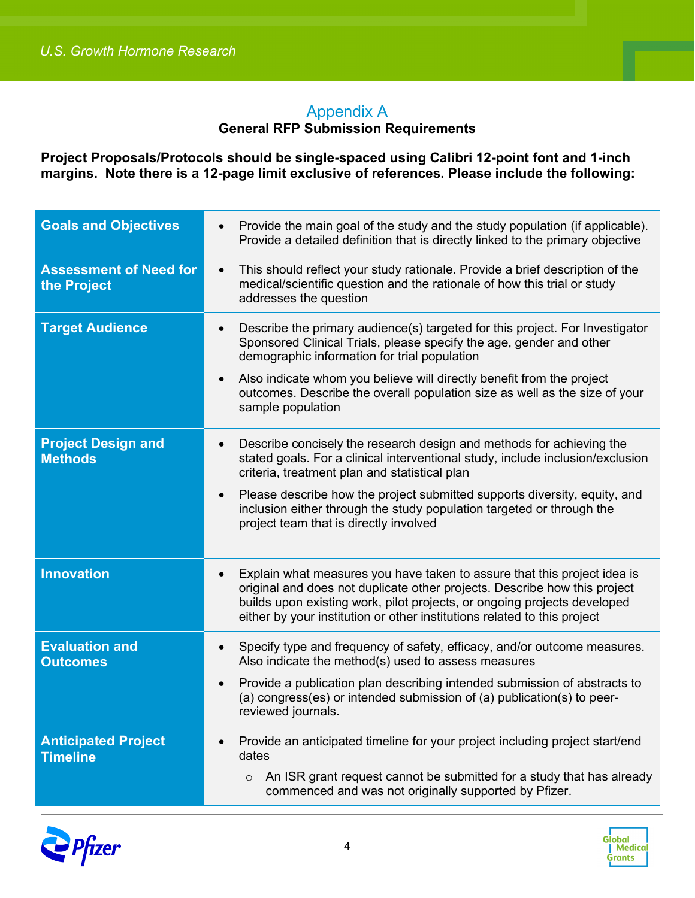# Appendix A

## General RFP Submission Requirements

**Project Proposals/Protocols should be single-spaced using Calibri 12-point font and 1-inch margins. Note there is a 12-page limit exclusive of references. Please include the following:**

| | |
|---|---|
| **Goals and Objectives** | • Provide the main goal of the study and the study population (if applicable). Provide a detailed definition that is directly linked to the primary objective |
| **Assessment of Need for the Project** | • This should reflect your study rationale. Provide a brief description of the medical/scientific question and the rationale of how this trial or study addresses the question |
| **Target Audience** | • Describe the primary audience(s) targeted for this project. For Investigator Sponsored Clinical Trials, please specify the age, gender and other demographic information for trial population<br>• Also indicate whom you believe will directly benefit from the project outcomes. Describe the overall population size as well as the size of your sample population |
| **Project Design and Methods** | • Describe concisely the research design and methods for achieving the stated goals. For a clinical interventional study, include inclusion/exclusion criteria, treatment plan and statistical plan<br>• Please describe how the project submitted supports diversity, equity, and inclusion either through the study population targeted or through the project team that is directly involved |
| **Innovation** | • Explain what measures you have taken to assure that this project idea is original and does not duplicate other projects. Describe how this project builds upon existing work, pilot projects, or ongoing projects developed either by your institution or other institutions related to this project |
| **Evaluation and Outcomes** | • Specify type and frequency of safety, efficacy, and/or outcome measures. Also indicate the method(s) used to assess measures<br>• Provide a publication plan describing intended submission of abstracts to (a) congress(es) or intended submission of (a) publication(s) to peer-reviewed journals. |
| **Anticipated Project Timeline** | • Provide an anticipated timeline for your project including project start/end dates<br>  ○ An ISR grant request cannot be submitted for a study that has already commenced and was not originally supported by Pfizer. |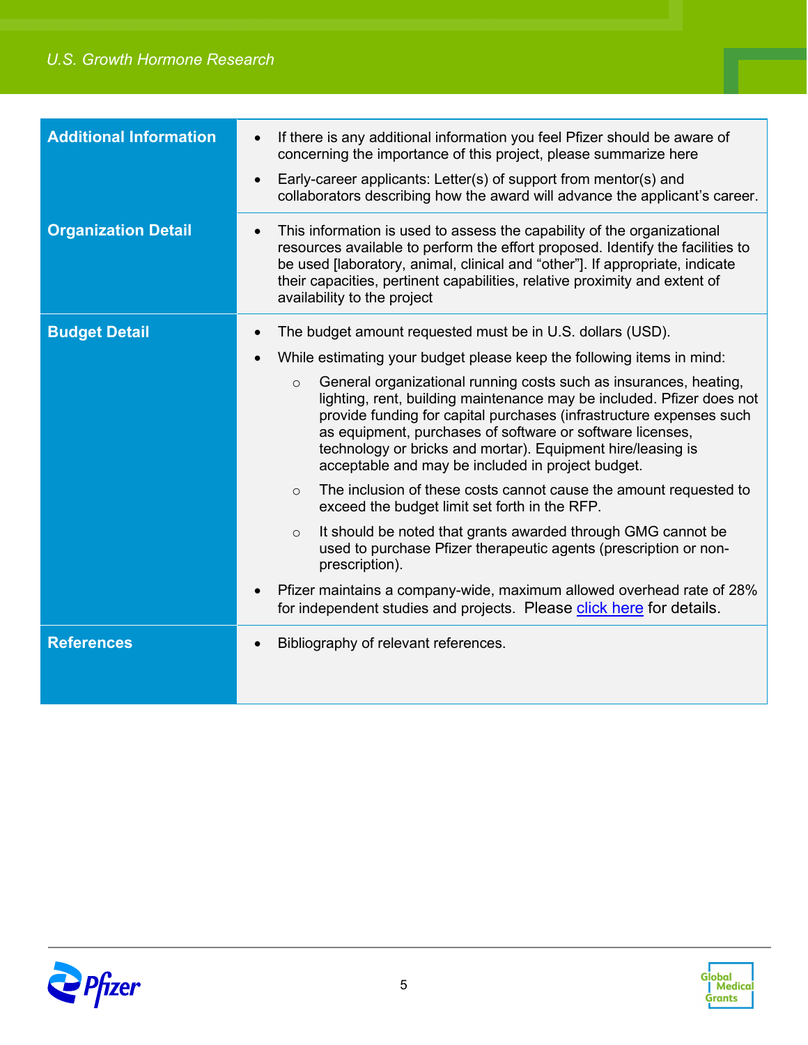| | |
|---|---|
| **Additional Information** | • If there is any additional information you feel Pfizer should be aware of concerning the importance of this project, please summarize here<br>• Early-career applicants: Letter(s) of support from mentor(s) and collaborators describing how the award will advance the applicant's career. |
| **Organization Detail** | • This information is used to assess the capability of the organizational resources available to perform the effort proposed. Identify the facilities to be used [laboratory, animal, clinical and "other"]. If appropriate, indicate their capacities, pertinent capabilities, relative proximity and extent of availability to the project |
| **Budget Detail** | • The budget amount requested must be in U.S. dollars (USD).<br>• While estimating your budget please keep the following items in mind:<br>  ○ General organizational running costs such as insurances, heating, lighting, rent, building maintenance may be included. Pfizer does not provide funding for capital purchases (infrastructure expenses such as equipment, purchases of software or software licenses, technology or bricks and mortar). Equipment hire/leasing is acceptable and may be included in project budget.<br>  ○ The inclusion of these costs cannot cause the amount requested to exceed the budget limit set forth in the RFP.<br>  ○ It should be noted that grants awarded through GMG cannot be used to purchase Pfizer therapeutic agents (prescription or non-prescription).<br>• Pfizer maintains a company-wide, maximum allowed overhead rate of 28% for independent studies and projects. Please click here for details. |
| **References** | • Bibliography of relevant references. |